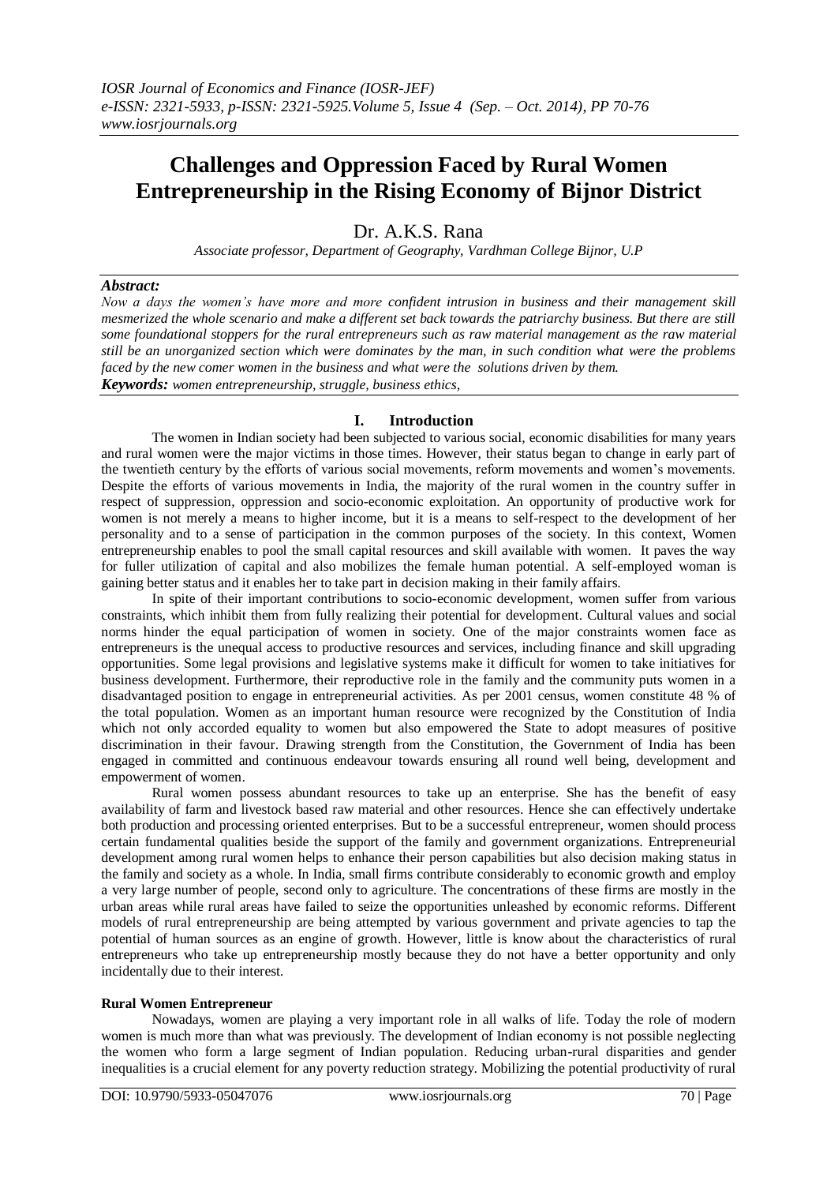# Challenges and Oppression Faced by Rural Women Entrepreneurship in the Rising Economy of Bijnor District

Dr. A.K.S. Rana

*Associate professor, Department of Geography, Vardhman College Bijnor, U.P*

***Abstract:***
*Now a days the women's have more and more confident intrusion in business and their management skill mesmerized the whole scenario and make a different set back towards the patriarchy business. But there are still some foundational stoppers for the rural entrepreneurs such as raw material management as the raw material still be an unorganized section which were dominates by the man, in such condition what were the problems faced by the new comer women in the business and what were the solutions driven by them.*

***Keywords:*** *women entrepreneurship, struggle, business ethics,*

## I. Introduction

The women in Indian society had been subjected to various social, economic disabilities for many years and rural women were the major victims in those times. However, their status began to change in early part of the twentieth century by the efforts of various social movements, reform movements and women's movements. Despite the efforts of various movements in India, the majority of the rural women in the country suffer in respect of suppression, oppression and socio-economic exploitation. An opportunity of productive work for women is not merely a means to higher income, but it is a means to self-respect to the development of her personality and to a sense of participation in the common purposes of the society. In this context, Women entrepreneurship enables to pool the small capital resources and skill available with women. It paves the way for fuller utilization of capital and also mobilizes the female human potential. A self-employed woman is gaining better status and it enables her to take part in decision making in their family affairs.

In spite of their important contributions to socio-economic development, women suffer from various constraints, which inhibit them from fully realizing their potential for development. Cultural values and social norms hinder the equal participation of women in society. One of the major constraints women face as entrepreneurs is the unequal access to productive resources and services, including finance and skill upgrading opportunities. Some legal provisions and legislative systems make it difficult for women to take initiatives for business development. Furthermore, their reproductive role in the family and the community puts women in a disadvantaged position to engage in entrepreneurial activities. As per 2001 census, women constitute 48 % of the total population. Women as an important human resource were recognized by the Constitution of India which not only accorded equality to women but also empowered the State to adopt measures of positive discrimination in their favour. Drawing strength from the Constitution, the Government of India has been engaged in committed and continuous endeavour towards ensuring all round well being, development and empowerment of women.

Rural women possess abundant resources to take up an enterprise. She has the benefit of easy availability of farm and livestock based raw material and other resources. Hence she can effectively undertake both production and processing oriented enterprises. But to be a successful entrepreneur, women should process certain fundamental qualities beside the support of the family and government organizations. Entrepreneurial development among rural women helps to enhance their person capabilities but also decision making status in the family and society as a whole. In India, small firms contribute considerably to economic growth and employ a very large number of people, second only to agriculture. The concentrations of these firms are mostly in the urban areas while rural areas have failed to seize the opportunities unleashed by economic reforms. Different models of rural entrepreneurship are being attempted by various government and private agencies to tap the potential of human sources as an engine of growth. However, little is know about the characteristics of rural entrepreneurs who take up entrepreneurship mostly because they do not have a better opportunity and only incidentally due to their interest.

### Rural Women Entrepreneur

Nowadays, women are playing a very important role in all walks of life. Today the role of modern women is much more than what was previously. The development of Indian economy is not possible neglecting the women who form a large segment of Indian population. Reducing urban-rural disparities and gender inequalities is a crucial element for any poverty reduction strategy. Mobilizing the potential productivity of rural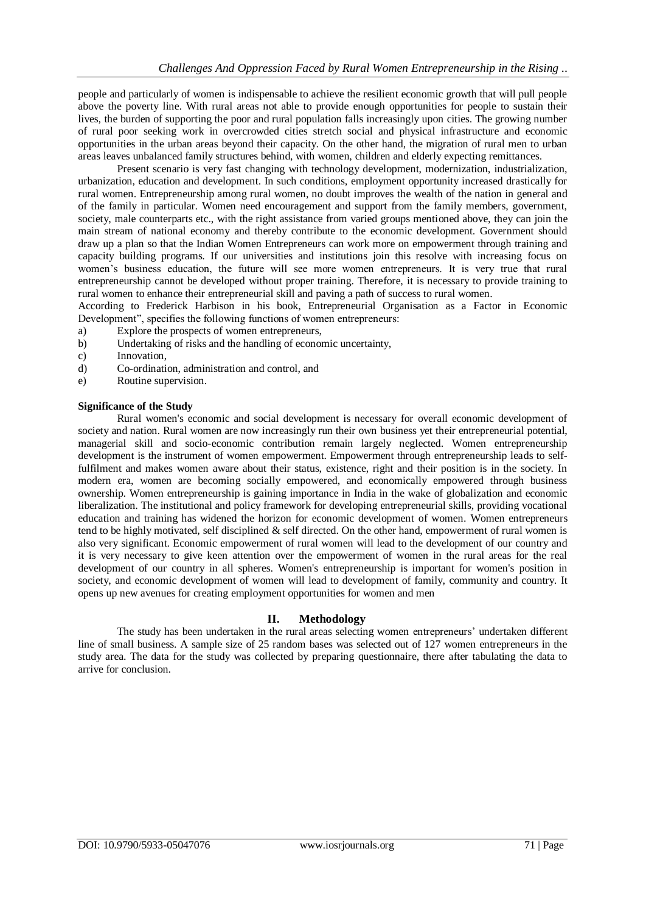people and particularly of women is indispensable to achieve the resilient economic growth that will pull people above the poverty line. With rural areas not able to provide enough opportunities for people to sustain their lives, the burden of supporting the poor and rural population falls increasingly upon cities. The growing number of rural poor seeking work in overcrowded cities stretch social and physical infrastructure and economic opportunities in the urban areas beyond their capacity. On the other hand, the migration of rural men to urban areas leaves unbalanced family structures behind, with women, children and elderly expecting remittances.

Present scenario is very fast changing with technology development, modernization, industrialization, urbanization, education and development. In such conditions, employment opportunity increased drastically for rural women. Entrepreneurship among rural women, no doubt improves the wealth of the nation in general and of the family in particular. Women need encouragement and support from the family members, government, society, male counterparts etc., with the right assistance from varied groups mentioned above, they can join the main stream of national economy and thereby contribute to the economic development. Government should draw up a plan so that the Indian Women Entrepreneurs can work more on empowerment through training and capacity building programs. If our universities and institutions join this resolve with increasing focus on women's business education, the future will see more women entrepreneurs. It is very true that rural entrepreneurship cannot be developed without proper training. Therefore, it is necessary to provide training to rural women to enhance their entrepreneurial skill and paving a path of success to rural women.

According to Frederick Harbison in his book, Entrepreneurial Organisation as a Factor in Economic Development", specifies the following functions of women entrepreneurs:

a) Explore the prospects of women entrepreneurs,
b) Undertaking of risks and the handling of economic uncertainty,
c) Innovation,
d) Co-ordination, administration and control, and
e) Routine supervision.

**Significance of the Study**

Rural women's economic and social development is necessary for overall economic development of society and nation. Rural women are now increasingly run their own business yet their entrepreneurial potential, managerial skill and socio-economic contribution remain largely neglected. Women entrepreneurship development is the instrument of women empowerment. Empowerment through entrepreneurship leads to self-fulfilment and makes women aware about their status, existence, right and their position is in the society. In modern era, women are becoming socially empowered, and economically empowered through business ownership. Women entrepreneurship is gaining importance in India in the wake of globalization and economic liberalization. The institutional and policy framework for developing entrepreneurial skills, providing vocational education and training has widened the horizon for economic development of women. Women entrepreneurs tend to be highly motivated, self disciplined & self directed. On the other hand, empowerment of rural women is also very significant. Economic empowerment of rural women will lead to the development of our country and it is very necessary to give keen attention over the empowerment of women in the rural areas for the real development of our country in all spheres. Women's entrepreneurship is important for women's position in society, and economic development of women will lead to development of family, community and country. It opens up new avenues for creating employment opportunities for women and men

## II. Methodology

The study has been undertaken in the rural areas selecting women entrepreneurs' undertaken different line of small business. A sample size of 25 random bases was selected out of 127 women entrepreneurs in the study area. The data for the study was collected by preparing questionnaire, there after tabulating the data to arrive for conclusion.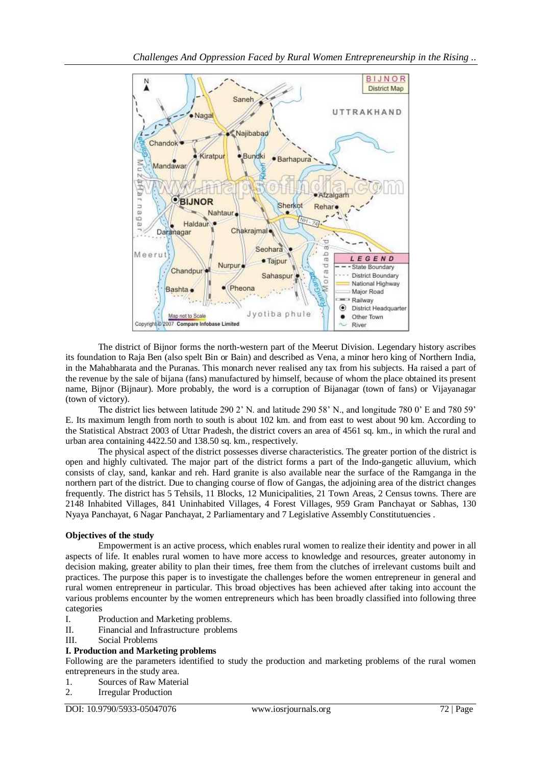The district of Bijnor forms the north-western part of the Meerut Division. Legendary history ascribes its foundation to Raja Ben (also spelt Bin or Bain) and described as Vena, a minor hero king of Northern India, in the Mahabharata and the Puranas. This monarch never realised any tax from his subjects. Ha raised a part of the revenue by the sale of bijana (fans) manufactured by himself, because of whom the place obtained its present name, Bijnor (Bijnaur). More probably, the word is a corruption of Bijanagar (town of fans) or Vijayanagar (town of victory).

The district lies between latitude 290 2' N. and latitude 290 58' N., and longitude 780 0' E and 780 59' E. Its maximum length from north to south is about 102 km. and from east to west about 90 km. According to the Statistical Abstract 2003 of Uttar Pradesh, the district covers an area of 4561 sq. km., in which the rural and urban area containing 4422.50 and 138.50 sq. km., respectively.

The physical aspect of the district possesses diverse characteristics. The greater portion of the district is open and highly cultivated. The major part of the district forms a part of the Indo-gangetic alluvium, which consists of clay, sand, kankar and reh. Hard granite is also available near the surface of the Ramganga in the northern part of the district. Due to changing course of flow of Gangas, the adjoining area of the district changes frequently. The district has 5 Tehsils, 11 Blocks, 12 Municipalities, 21 Town Areas, 2 Census towns. There are 2148 Inhabited Villages, 841 Uninhabited Villages, 4 Forest Villages, 959 Gram Panchayat or Sabhas, 130 Nyaya Panchayat, 6 Nagar Panchayat, 2 Parliamentary and 7 Legislative Assembly Constitutuencies .

**Objectives of the study**

Empowerment is an active process, which enables rural women to realize their identity and power in all aspects of life. It enables rural women to have more access to knowledge and resources, greater autonomy in decision making, greater ability to plan their times, free them from the clutches of irrelevant customs built and practices. The purpose this paper is to investigate the challenges before the women entrepreneur in general and rural women entrepreneur in particular. This broad objectives has been achieved after taking into account the various problems encounter by the women entrepreneurs which has been broadly classified into following three categories

I. Production and Marketing problems.
II. Financial and Infrastructure problems
III. Social Problems

**I. Production and Marketing problems**

Following are the parameters identified to study the production and marketing problems of the rural women entrepreneurs in the study area.

1. Sources of Raw Material
2. Irregular Production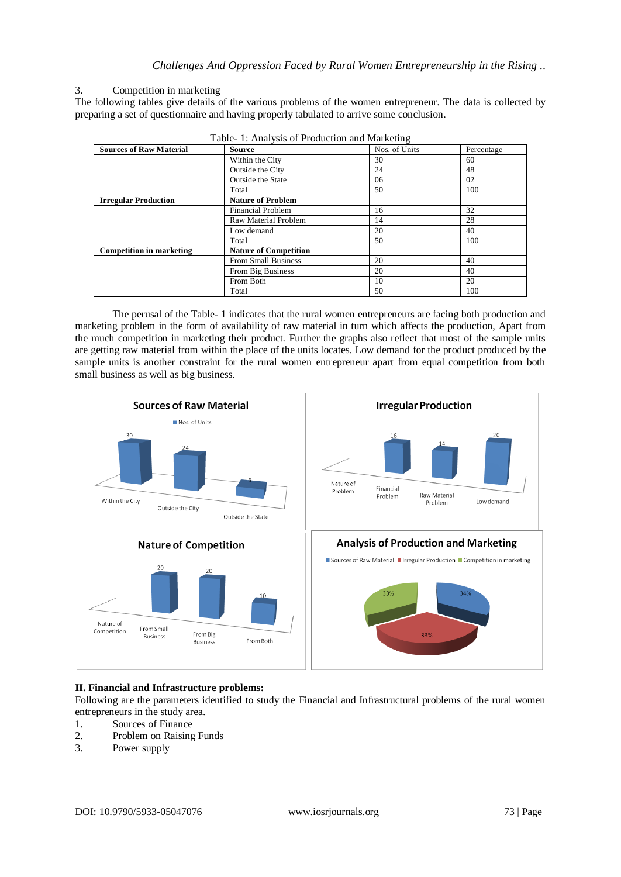3. Competition in marketing

The following tables give details of the various problems of the women entrepreneur. The data is collected by preparing a set of questionnaire and having properly tabulated to arrive some conclusion.

Table- 1: Analysis of Production and Marketing

| **Sources of Raw Material** | **Source** | Nos. of Units | Percentage |
|---|---|---|---|
| | Within the City | 30 | 60 |
| | Outside the City | 24 | 48 |
| | Outside the State | 06 | 02 |
| | Total | 50 | 100 |
| **Irregular Production** | **Nature of Problem** | | |
| | Financial Problem | 16 | 32 |
| | Raw Material Problem | 14 | 28 |
| | Low demand | 20 | 40 |
| | Total | 50 | 100 |
| **Competition in marketing** | **Nature of Competition** | | |
| | From Small Business | 20 | 40 |
| | From Big Business | 20 | 40 |
| | From Both | 10 | 20 |
| | Total | 50 | 100 |

The perusal of the Table- 1 indicates that the rural women entrepreneurs are facing both production and marketing problem in the form of availability of raw material in turn which affects the production, Apart from the much competition in marketing their product. Further the graphs also reflect that most of the sample units are getting raw material from within the place of the units locates. Low demand for the product produced by the sample units is another constraint for the rural women entrepreneur apart from equal competition from both small business as well as big business.

## II. Financial and Infrastructure problems:

Following are the parameters identified to study the Financial and Infrastructural problems of the rural women entrepreneurs in the study area.

1. Sources of Finance
2. Problem on Raising Funds
3. Power supply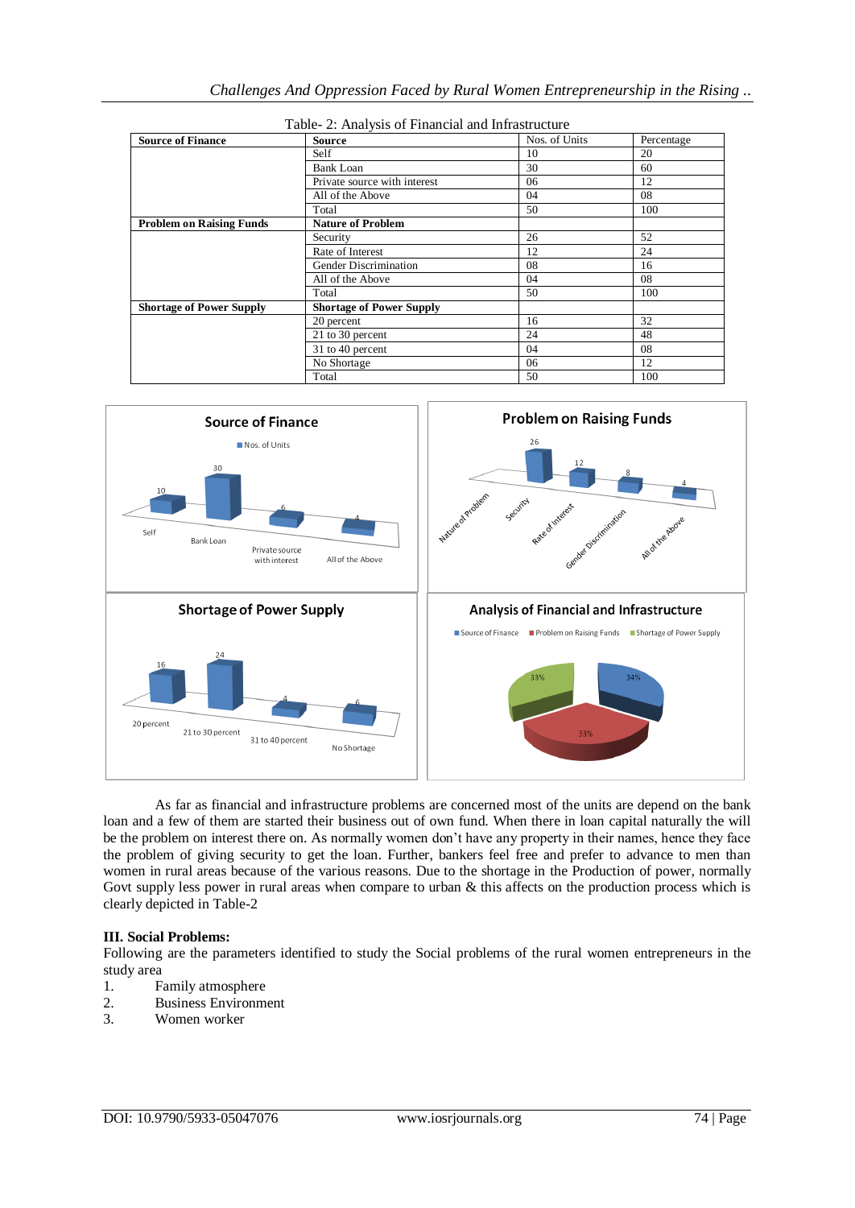Table- 2: Analysis of Financial and Infrastructure

| Source of Finance | Source | Nos. of Units | Percentage |
|---|---|---|---|
| | Self | 10 | 20 |
| | Bank Loan | 30 | 60 |
| | Private source with interest | 06 | 12 |
| | All of the Above | 04 | 08 |
| | Total | 50 | 100 |
| **Problem on Raising Funds** | **Nature of Problem** | | |
| | Security | 26 | 52 |
| | Rate of Interest | 12 | 24 |
| | Gender Discrimination | 08 | 16 |
| | All of the Above | 04 | 08 |
| | Total | 50 | 100 |
| **Shortage of Power Supply** | **Shortage of Power Supply** | | |
| | 20 percent | 16 | 32 |
| | 21 to 30 percent | 24 | 48 |
| | 31 to 40 percent | 04 | 08 |
| | No Shortage | 06 | 12 |
| | Total | 50 | 100 |

As far as financial and infrastructure problems are concerned most of the units are depend on the bank loan and a few of them are started their business out of own fund. When there in loan capital naturally the will be the problem on interest there on. As normally women don't have any property in their names, hence they face the problem of giving security to get the loan. Further, bankers feel free and prefer to advance to men than women in rural areas because of the various reasons. Due to the shortage in the Production of power, normally Govt supply less power in rural areas when compare to urban & this affects on the production process which is clearly depicted in Table-2

**III. Social Problems:**

Following are the parameters identified to study the Social problems of the rural women entrepreneurs in the study area

1. Family atmosphere
2. Business Environment
3. Women worker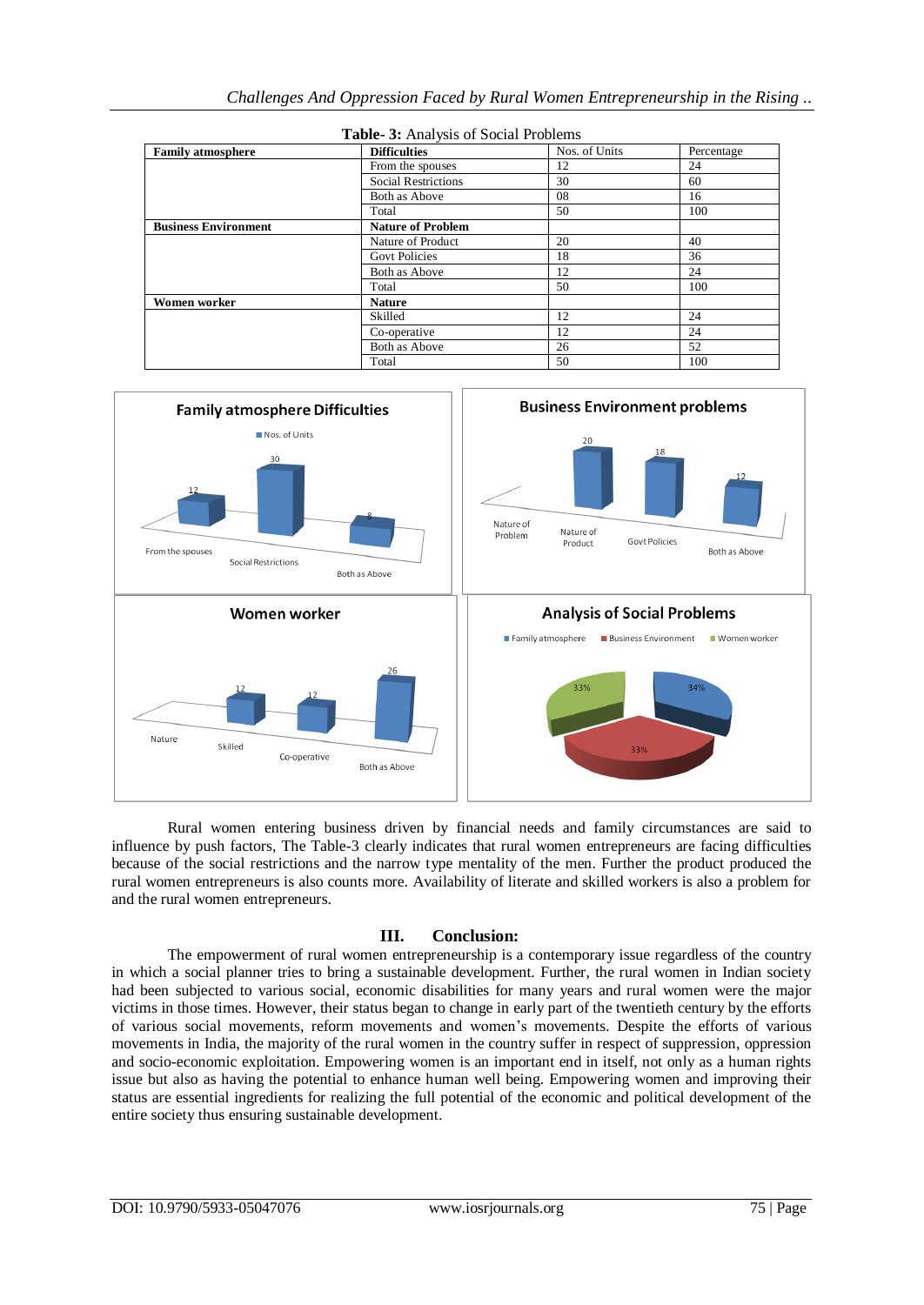**Table- 3:** Analysis of Social Problems

| **Family atmosphere** | **Difficulties** | Nos. of Units | Percentage |
|---|---|---|---|
| | From the spouses | 12 | 24 |
| | Social Restrictions | 30 | 60 |
| | Both as Above | 08 | 16 |
| | Total | 50 | 100 |
| **Business Environment** | **Nature of Problem** | | |
| | Nature of Product | 20 | 40 |
| | Govt Policies | 18 | 36 |
| | Both as Above | 12 | 24 |
| | Total | 50 | 100 |
| **Women worker** | **Nature** | | |
| | Skilled | 12 | 24 |
| | Co-operative | 12 | 24 |
| | Both as Above | 26 | 52 |
| | Total | 50 | 100 |

Rural women entering business driven by financial needs and family circumstances are said to influence by push factors, The Table-3 clearly indicates that rural women entrepreneurs are facing difficulties because of the social restrictions and the narrow type mentality of the men. Further the product produced the rural women entrepreneurs is also counts more. Availability of literate and skilled workers is also a problem for and the rural women entrepreneurs.

## III. Conclusion:

The empowerment of rural women entrepreneurship is a contemporary issue regardless of the country in which a social planner tries to bring a sustainable development. Further, the rural women in Indian society had been subjected to various social, economic disabilities for many years and rural women were the major victims in those times. However, their status began to change in early part of the twentieth century by the efforts of various social movements, reform movements and women's movements. Despite the efforts of various movements in India, the majority of the rural women in the country suffer in respect of suppression, oppression and socio-economic exploitation. Empowering women is an important end in itself, not only as a human rights issue but also as having the potential to enhance human well being. Empowering women and improving their status are essential ingredients for realizing the full potential of the economic and political development of the entire society thus ensuring sustainable development.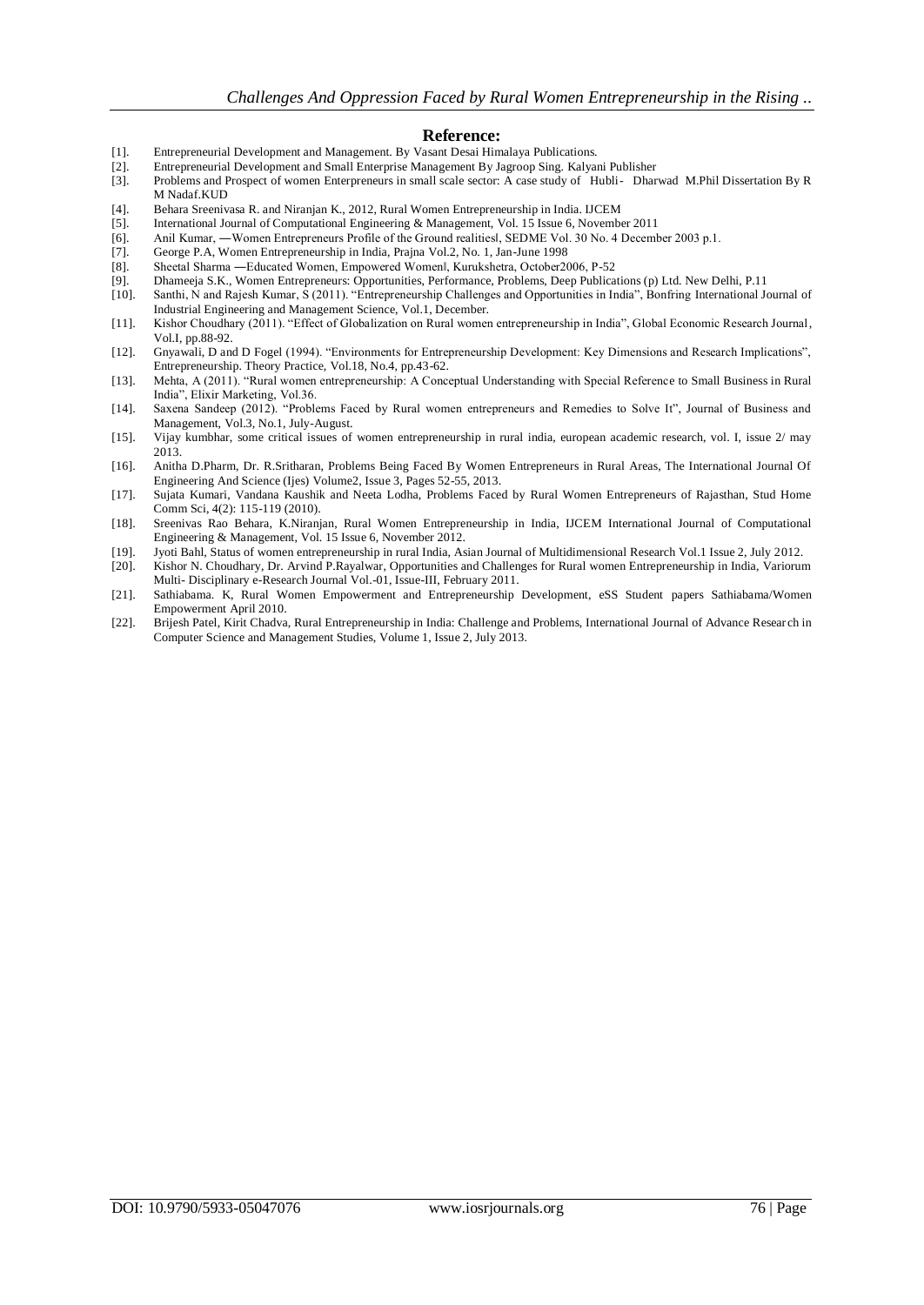## Reference:

[1]. Entrepreneurial Development and Management. By Vasant Desai Himalaya Publications.

[2]. Entrepreneurial Development and Small Enterprise Management By Jagroop Sing. Kalyani Publisher

[3]. Problems and Prospect of women Enterpreneurs in small scale sector: A case study of Hubli- Dharwad M.Phil Dissertation By R M Nadaf.KUD

[4]. Behara Sreenivasa R. and Niranjan K., 2012, Rural Women Entrepreneurship in India. IJCEM

[5]. International Journal of Computational Engineering & Management, Vol. 15 Issue 6, November 2011

[6]. Anil Kumar, ―Women Entrepreneurs Profile of the Ground realities‖, SEDME Vol. 30 No. 4 December 2003 p.1.

[7]. George P.A, Women Entrepreneurship in India, Prajna Vol.2, No. 1, Jan-June 1998

[8]. Sheetal Sharma ―Educated Women, Empowered Women‖, Kurukshetra, October2006, P-52

[9]. Dhameeja S.K., Women Entrepreneurs: Opportunities, Performance, Problems, Deep Publications (p) Ltd. New Delhi, P.11

[10]. Santhi, N and Rajesh Kumar, S (2011). "Entrepreneurship Challenges and Opportunities in India", Bonfring International Journal of Industrial Engineering and Management Science, Vol.1, December.

[11]. Kishor Choudhary (2011). "Effect of Globalization on Rural women entrepreneurship in India", Global Economic Research Journal, Vol.I, pp.88-92.

[12]. Gnyawali, D and D Fogel (1994). "Environments for Entrepreneurship Development: Key Dimensions and Research Implications", Entrepreneurship. Theory Practice, Vol.18, No.4, pp.43-62.

[13]. Mehta, A (2011). "Rural women entrepreneurship: A Conceptual Understanding with Special Reference to Small Business in Rural India", Elixir Marketing, Vol.36.

[14]. Saxena Sandeep (2012). "Problems Faced by Rural women entrepreneurs and Remedies to Solve It", Journal of Business and Management, Vol.3, No.1, July-August.

[15]. Vijay kumbhar, some critical issues of women entrepreneurship in rural india, european academic research, vol. I, issue 2/ may 2013.

[16]. Anitha D.Pharm, Dr. R.Sritharan, Problems Being Faced By Women Entrepreneurs in Rural Areas, The International Journal Of Engineering And Science (Ijes) Volume2, Issue 3, Pages 52-55, 2013.

[17]. Sujata Kumari, Vandana Kaushik and Neeta Lodha, Problems Faced by Rural Women Entrepreneurs of Rajasthan, Stud Home Comm Sci, 4(2): 115-119 (2010).

[18]. Sreenivas Rao Behara, K.Niranjan, Rural Women Entrepreneurship in India, IJCEM International Journal of Computational Engineering & Management, Vol. 15 Issue 6, November 2012.

[19]. Jyoti Bahl, Status of women entrepreneurship in rural India, Asian Journal of Multidimensional Research Vol.1 Issue 2, July 2012.

[20]. Kishor N. Choudhary, Dr. Arvind P.Rayalwar, Opportunities and Challenges for Rural women Entrepreneurship in India, Variorum Multi- Disciplinary e-Research Journal Vol.-01, Issue-III, February 2011.

[21]. Sathiabama. K, Rural Women Empowerment and Entrepreneurship Development, eSS Student papers Sathiabama/Women Empowerment April 2010.

[22]. Brijesh Patel, Kirit Chadva, Rural Entrepreneurship in India: Challenge and Problems, International Journal of Advance Research in Computer Science and Management Studies, Volume 1, Issue 2, July 2013.